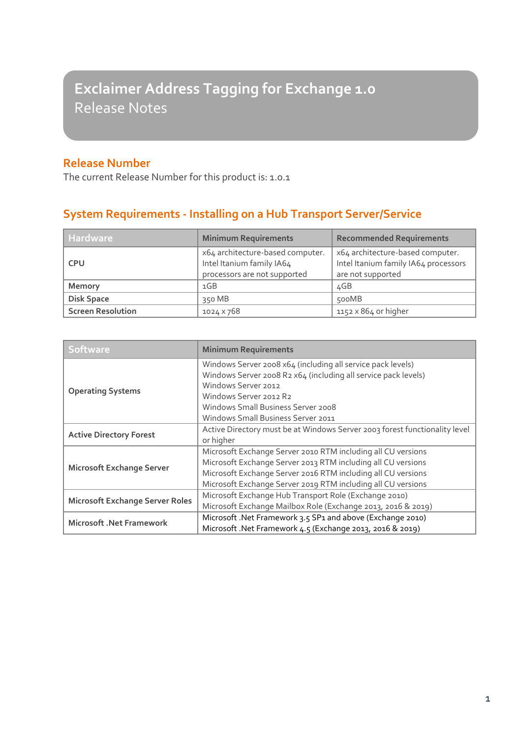# Exclaimer Address Tagging for Exchange 1.0

Release Notes

## Release Number

The current Release Number for this product is: 1.0.1

## System Requirements - Installing on a Hub Transport Server/Service

| Hardware | Minimum Requirements | Recommended Requirements |
| --- | --- | --- |
| CPU | x64 architecture-based computer. Intel Itanium family IA64 processors are not supported | x64 architecture-based computer. Intel Itanium family IA64 processors are not supported |
| Memory | 1GB | 4GB |
| Disk Space | 350 MB | 500MB |
| Screen Resolution | 1024 x 768 | 1152 x 864 or higher |

| Software | Minimum Requirements |
| --- | --- |
| Operating Systems | Windows Server 2008 x64 (including all service pack levels)<br>Windows Server 2008 R2 x64 (including all service pack levels)<br>Windows Server 2012<br>Windows Server 2012 R2<br>Windows Small Business Server 2008<br>Windows Small Business Server 2011 |
| Active Directory Forest | Active Directory must be at Windows Server 2003 forest functionality level or higher |
| Microsoft Exchange Server | Microsoft Exchange Server 2010 RTM including all CU versions<br>Microsoft Exchange Server 2013 RTM including all CU versions<br>Microsoft Exchange Server 2016 RTM including all CU versions<br>Microsoft Exchange Server 2019 RTM including all CU versions |
| Microsoft Exchange Server Roles | Microsoft Exchange Hub Transport Role (Exchange 2010)<br>Microsoft Exchange Mailbox Role (Exchange 2013, 2016 & 2019) |
| Microsoft .Net Framework | Microsoft .Net Framework 3.5 SP1 and above (Exchange 2010)<br>Microsoft .Net Framework 4.5 (Exchange 2013, 2016 & 2019) |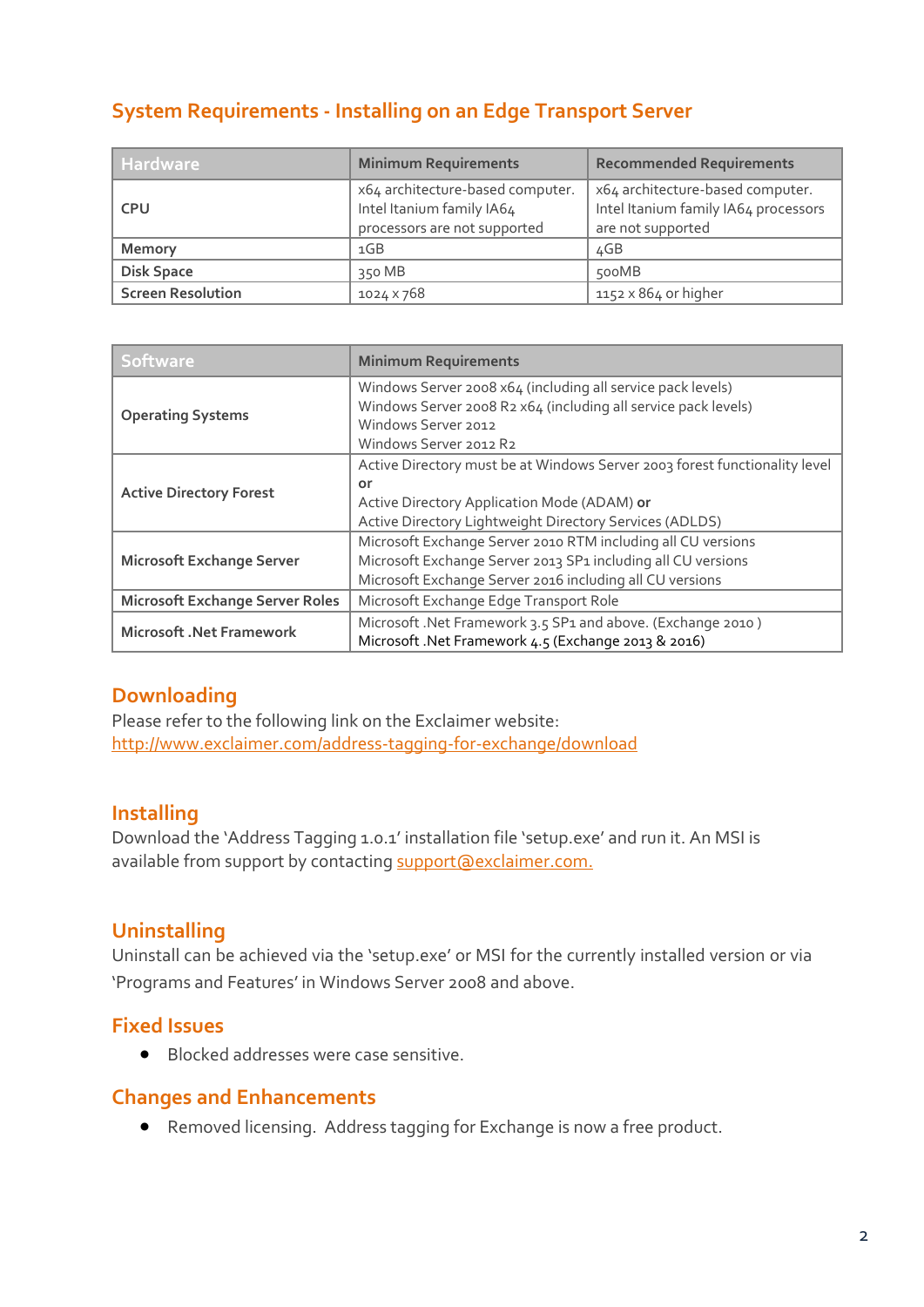## System Requirements - Installing on an Edge Transport Server

| Hardware | Minimum Requirements | Recommended Requirements |
| --- | --- | --- |
| CPU | x64 architecture-based computer. Intel Itanium family IA64 processors are not supported | x64 architecture-based computer. Intel Itanium family IA64 processors are not supported |
| Memory | 1GB | 4GB |
| Disk Space | 350 MB | 500MB |
| Screen Resolution | 1024 x 768 | 1152 x 864 or higher |

| Software | Minimum Requirements |
| --- | --- |
| Operating Systems | Windows Server 2008 x64 (including all service pack levels)<br>Windows Server 2008 R2 x64 (including all service pack levels)<br>Windows Server 2012<br>Windows Server 2012 R2 |
| Active Directory Forest | Active Directory must be at Windows Server 2003 forest functionality level **or**<br>Active Directory Application Mode (ADAM) **or**<br>Active Directory Lightweight Directory Services (ADLDS) |
| Microsoft Exchange Server | Microsoft Exchange Server 2010 RTM including all CU versions<br>Microsoft Exchange Server 2013 SP1 including all CU versions<br>Microsoft Exchange Server 2016 including all CU versions |
| Microsoft Exchange Server Roles | Microsoft Exchange Edge Transport Role |
| Microsoft .Net Framework | Microsoft .Net Framework 3.5 SP1 and above. (Exchange 2010 )<br>Microsoft .Net Framework 4.5 (Exchange 2013 & 2016) |

## Downloading

Please refer to the following link on the Exclaimer website:
http://www.exclaimer.com/address-tagging-for-exchange/download

## Installing

Download the 'Address Tagging 1.0.1' installation file 'setup.exe' and run it. An MSI is available from support by contacting support@exclaimer.com.

## Uninstalling

Uninstall can be achieved via the 'setup.exe' or MSI for the currently installed version or via 'Programs and Features' in Windows Server 2008 and above.

## Fixed Issues

- Blocked addresses were case sensitive.

## Changes and Enhancements

- Removed licensing. Address tagging for Exchange is now a free product.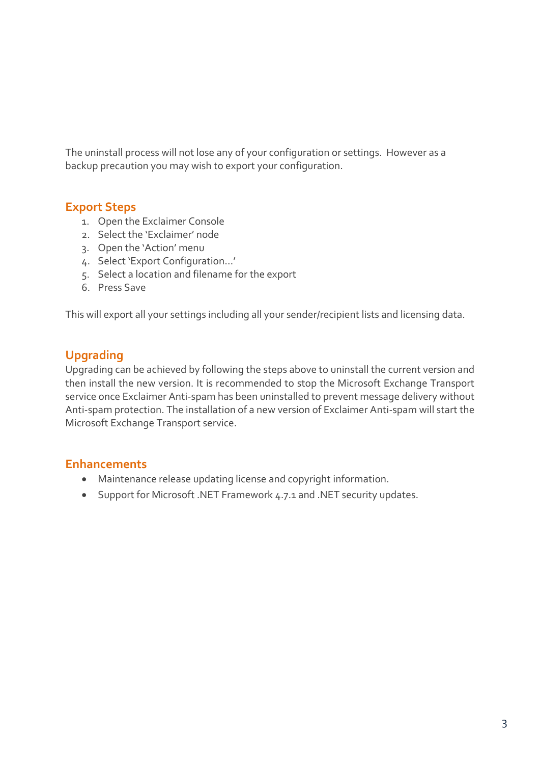The uninstall process will not lose any of your configuration or settings.  However as a backup precaution you may wish to export your configuration.

## Export Steps

1. Open the Exclaimer Console
2. Select the 'Exclaimer' node
3. Open the 'Action' menu
4. Select 'Export Configuration…'
5. Select a location and filename for the export
6. Press Save

This will export all your settings including all your sender/recipient lists and licensing data.

## Upgrading

Upgrading can be achieved by following the steps above to uninstall the current version and then install the new version. It is recommended to stop the Microsoft Exchange Transport service once Exclaimer Anti-spam has been uninstalled to prevent message delivery without Anti-spam protection. The installation of a new version of Exclaimer Anti-spam will start the Microsoft Exchange Transport service.

## Enhancements

- Maintenance release updating license and copyright information.
- Support for Microsoft .NET Framework 4.7.1 and .NET security updates.